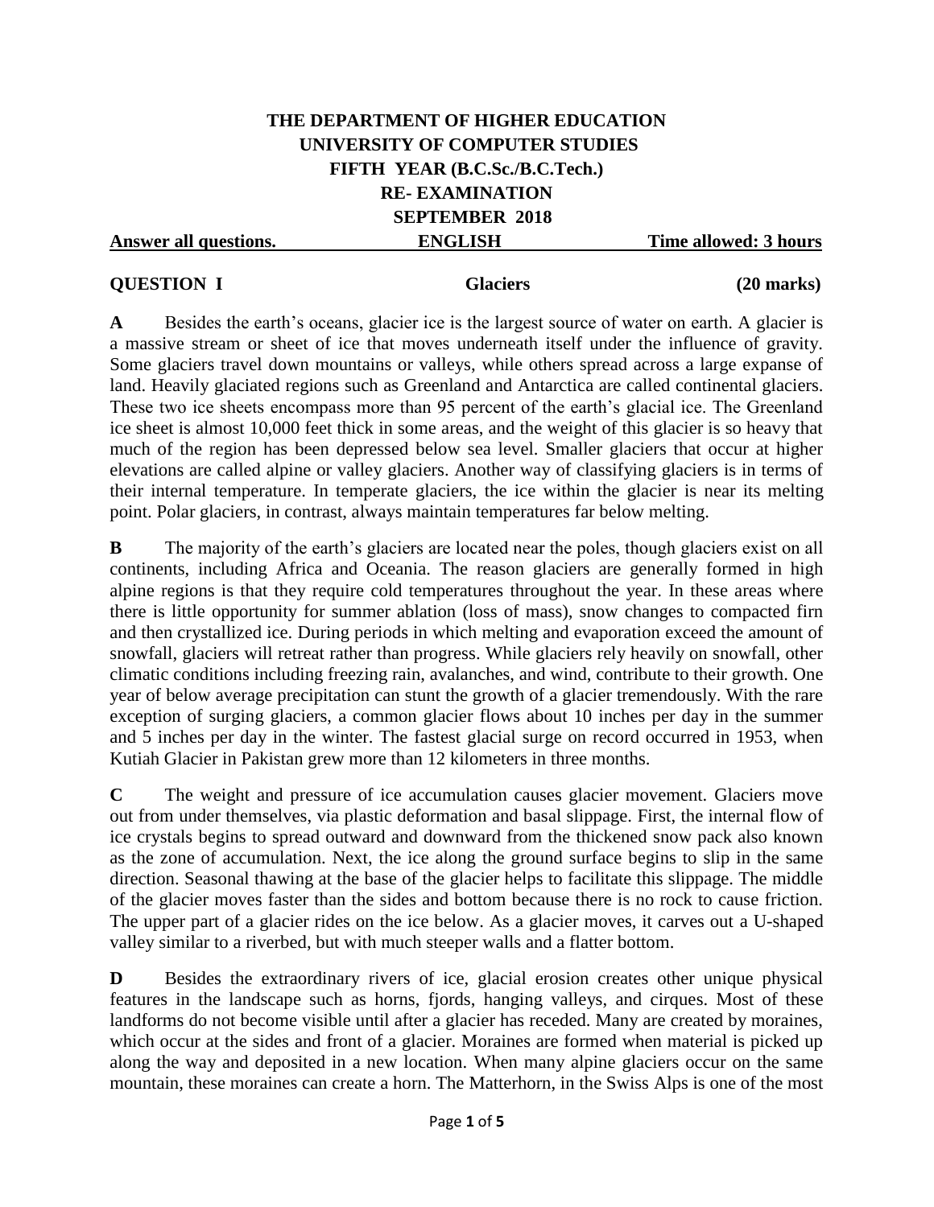# THE DEPARTMENT OF HIGHER EDUCATION
# UNIVERSITY OF COMPUTER STUDIES
## FIFTH YEAR (B.C.Sc./B.C.Tech.)
## RE- EXAMINATION
## SEPTEMBER 2018

**Answer all questions.** **ENGLISH** **Time allowed: 3 hours**

**QUESTION I** **Glaciers** **(20 marks)**

**A** Besides the earth's oceans, glacier ice is the largest source of water on earth. A glacier is a massive stream or sheet of ice that moves underneath itself under the influence of gravity. Some glaciers travel down mountains or valleys, while others spread across a large expanse of land. Heavily glaciated regions such as Greenland and Antarctica are called continental glaciers. These two ice sheets encompass more than 95 percent of the earth's glacial ice. The Greenland ice sheet is almost 10,000 feet thick in some areas, and the weight of this glacier is so heavy that much of the region has been depressed below sea level. Smaller glaciers that occur at higher elevations are called alpine or valley glaciers. Another way of classifying glaciers is in terms of their internal temperature. In temperate glaciers, the ice within the glacier is near its melting point. Polar glaciers, in contrast, always maintain temperatures far below melting.

**B** The majority of the earth's glaciers are located near the poles, though glaciers exist on all continents, including Africa and Oceania. The reason glaciers are generally formed in high alpine regions is that they require cold temperatures throughout the year. In these areas where there is little opportunity for summer ablation (loss of mass), snow changes to compacted firn and then crystallized ice. During periods in which melting and evaporation exceed the amount of snowfall, glaciers will retreat rather than progress. While glaciers rely heavily on snowfall, other climatic conditions including freezing rain, avalanches, and wind, contribute to their growth. One year of below average precipitation can stunt the growth of a glacier tremendously. With the rare exception of surging glaciers, a common glacier flows about 10 inches per day in the summer and 5 inches per day in the winter. The fastest glacial surge on record occurred in 1953, when Kutiah Glacier in Pakistan grew more than 12 kilometers in three months.

**C** The weight and pressure of ice accumulation causes glacier movement. Glaciers move out from under themselves, via plastic deformation and basal slippage. First, the internal flow of ice crystals begins to spread outward and downward from the thickened snow pack also known as the zone of accumulation. Next, the ice along the ground surface begins to slip in the same direction. Seasonal thawing at the base of the glacier helps to facilitate this slippage. The middle of the glacier moves faster than the sides and bottom because there is no rock to cause friction. The upper part of a glacier rides on the ice below. As a glacier moves, it carves out a U-shaped valley similar to a riverbed, but with much steeper walls and a flatter bottom.

**D** Besides the extraordinary rivers of ice, glacial erosion creates other unique physical features in the landscape such as horns, fjords, hanging valleys, and cirques. Most of these landforms do not become visible until after a glacier has receded. Many are created by moraines, which occur at the sides and front of a glacier. Moraines are formed when material is picked up along the way and deposited in a new location. When many alpine glaciers occur on the same mountain, these moraines can create a horn. The Matterhorn, in the Swiss Alps is one of the most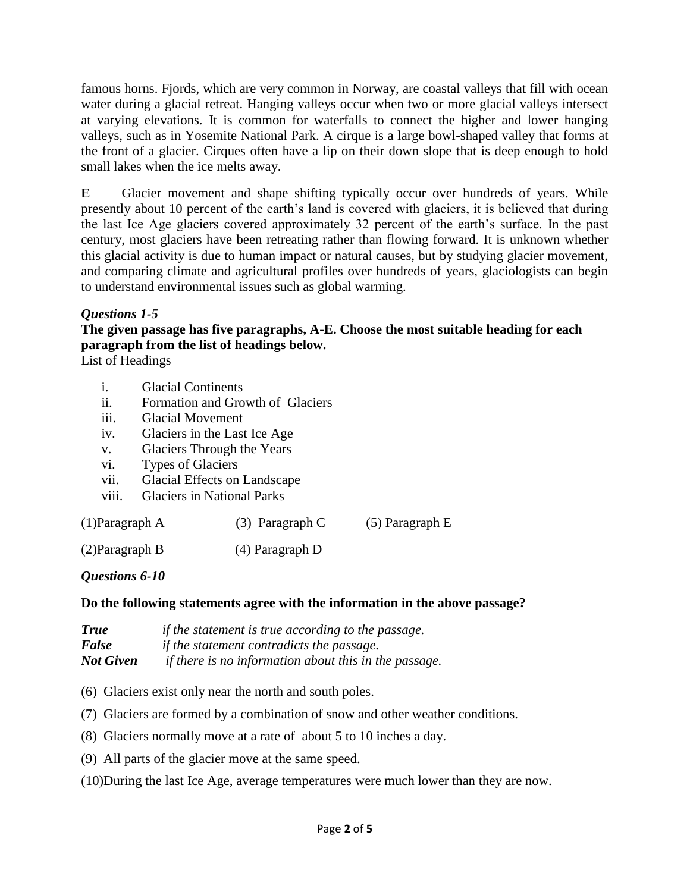famous horns. Fjords, which are very common in Norway, are coastal valleys that fill with ocean water during a glacial retreat. Hanging valleys occur when two or more glacial valleys intersect at varying elevations. It is common for waterfalls to connect the higher and lower hanging valleys, such as in Yosemite National Park. A cirque is a large bowl-shaped valley that forms at the front of a glacier. Cirques often have a lip on their down slope that is deep enough to hold small lakes when the ice melts away.

**E** Glacier movement and shape shifting typically occur over hundreds of years. While presently about 10 percent of the earth's land is covered with glaciers, it is believed that during the last Ice Age glaciers covered approximately 32 percent of the earth's surface. In the past century, most glaciers have been retreating rather than flowing forward. It is unknown whether this glacial activity is due to human impact or natural causes, but by studying glacier movement, and comparing climate and agricultural profiles over hundreds of years, glaciologists can begin to understand environmental issues such as global warming.

***Questions 1-5***

**The given passage has five paragraphs, A-E. Choose the most suitable heading for each paragraph from the list of headings below.**

List of Headings

i. Glacial Continents
ii. Formation and Growth of Glaciers
iii. Glacial Movement
iv. Glaciers in the Last Ice Age
v. Glaciers Through the Years
vi. Types of Glaciers
vii. Glacial Effects on Landscape
viii. Glaciers in National Parks

(1) Paragraph A
(2) Paragraph B
(3) Paragraph C
(4) Paragraph D
(5) Paragraph E

***Questions 6-10***

**Do the following statements agree with the information in the above passage?**

| | |
|---|---|
| ***True*** | *if the statement is true according to the passage.* |
| ***False*** | *if the statement contradicts the passage.* |
| ***Not Given*** | *if there is no information about this in the passage.* |

(6) Glaciers exist only near the north and south poles.

(7) Glaciers are formed by a combination of snow and other weather conditions.

(8) Glaciers normally move at a rate of about 5 to 10 inches a day.

(9) All parts of the glacier move at the same speed.

(10) During the last Ice Age, average temperatures were much lower than they are now.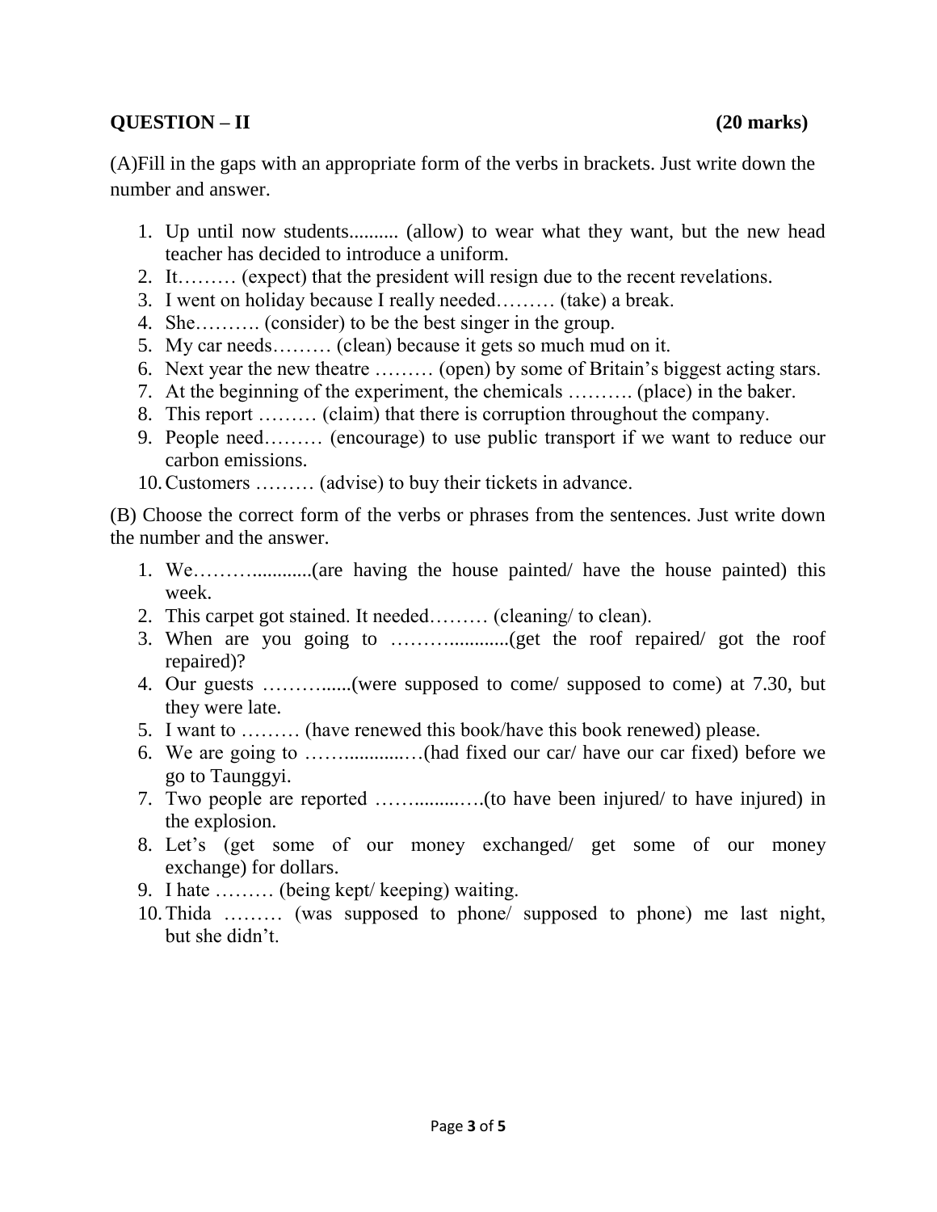**QUESTION – II (20 marks)**

(A)Fill in the gaps with an appropriate form of the verbs in brackets. Just write down the number and answer.

1. Up until now students.......... (allow) to wear what they want, but the new head teacher has decided to introduce a uniform.
2. It……… (expect) that the president will resign due to the recent revelations.
3. I went on holiday because I really needed……… (take) a break.
4. She………. (consider) to be the best singer in the group.
5. My car needs……… (clean) because it gets so much mud on it.
6. Next year the new theatre ……… (open) by some of Britain's biggest acting stars.
7. At the beginning of the experiment, the chemicals ………. (place) in the baker.
8. This report ……… (claim) that there is corruption throughout the company.
9. People need……… (encourage) to use public transport if we want to reduce our carbon emissions.
10. Customers ……… (advise) to buy their tickets in advance.

(B) Choose the correct form of the verbs or phrases from the sentences. Just write down the number and the answer.

1. We……...........(are having the house painted/ have the house painted) this week.
2. This carpet got stained. It needed……… (cleaning/ to clean).
3. When are you going to ……..........(get the roof repaired/ got the roof repaired)?
4. Our guests …………......(were supposed to come/ supposed to come) at 7.30, but they were late.
5. I want to ……… (have renewed this book/have this book renewed) please.
6. We are going to ……...........…(had fixed our car/ have our car fixed) before we go to Taunggyi.
7. Two people are reported ……........….(to have been injured/ to have injured) in the explosion.
8. Let's (get some of our money exchanged/ get some of our money exchange) for dollars.
9. I hate ……… (being kept/ keeping) waiting.
10. Thida ……… (was supposed to phone/ supposed to phone) me last night, but she didn't.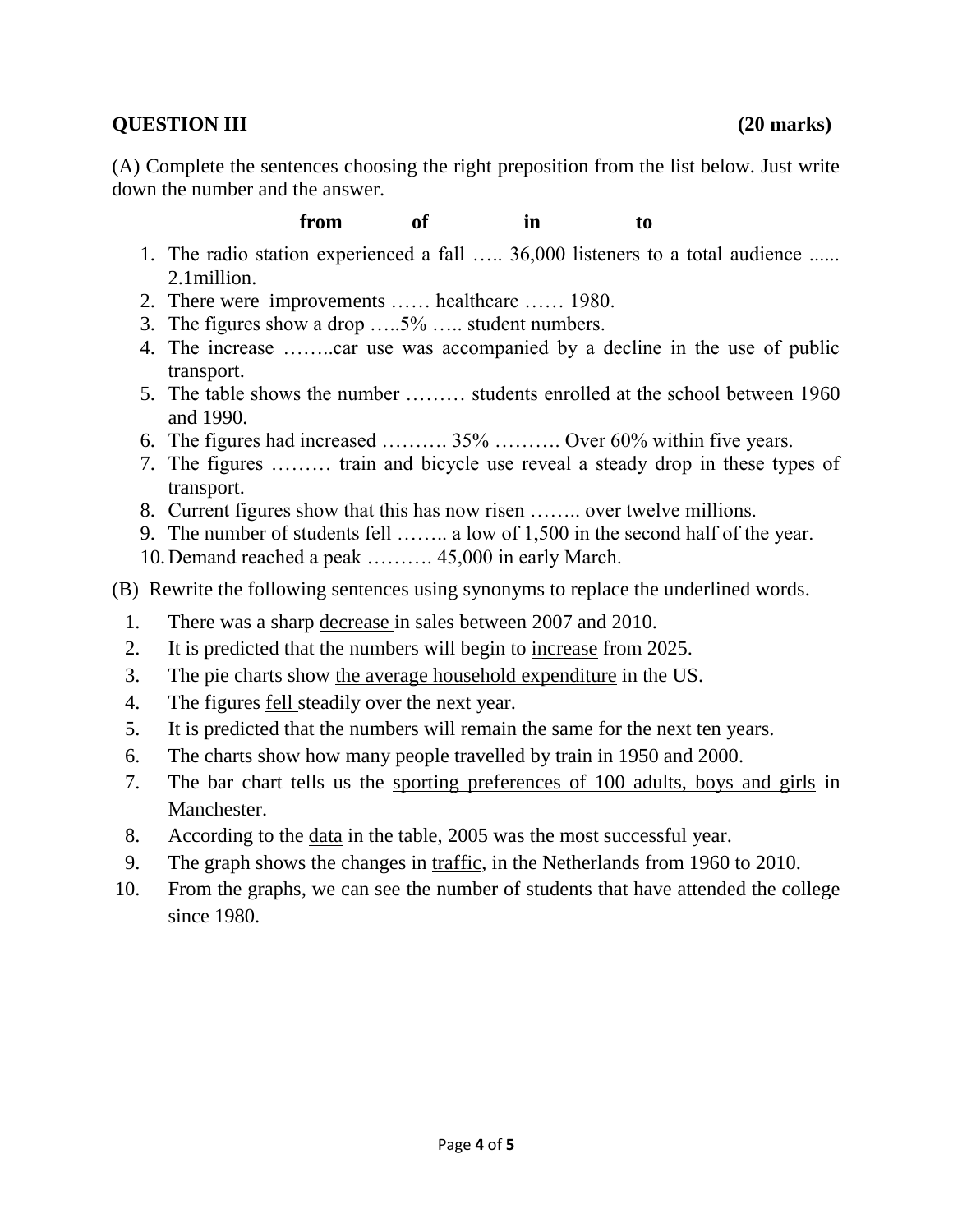**QUESTION III** **(20 marks)**

(A) Complete the sentences choosing the right preposition from the list below. Just write down the number and the answer.

**from** **of** **in** **to**

1. The radio station experienced a fall ….. 36,000 listeners to a total audience ...... 2.1million.
2. There were improvements …… healthcare …… 1980.
3. The figures show a drop …..5% ….. student numbers.
4. The increase ……..car use was accompanied by a decline in the use of public transport.
5. The table shows the number ……… students enrolled at the school between 1960 and 1990.
6. The figures had increased ………. 35% ………. Over 60% within five years.
7. The figures ……… train and bicycle use reveal a steady drop in these types of transport.
8. Current figures show that this has now risen …….. over twelve millions.
9. The number of students fell …….. a low of 1,500 in the second half of the year.
10. Demand reached a peak ………. 45,000 in early March.

(B) Rewrite the following sentences using synonyms to replace the underlined words.

1. There was a sharp <u>decrease</u> in sales between 2007 and 2010.
2. It is predicted that the numbers will begin to <u>increase</u> from 2025.
3. The pie charts show <u>the average household expenditure</u> in the US.
4. The figures <u>fell</u> steadily over the next year.
5. It is predicted that the numbers will <u>remain</u> the same for the next ten years.
6. The charts <u>show</u> how many people travelled by train in 1950 and 2000.
7. The bar chart tells us the <u>sporting preferences of 100 adults, boys and girls</u> in Manchester.
8. According to the <u>data</u> in the table, 2005 was the most successful year.
9. The graph shows the changes in <u>traffic</u>, in the Netherlands from 1960 to 2010.
10. From the graphs, we can see <u>the number of students</u> that have attended the college since 1980.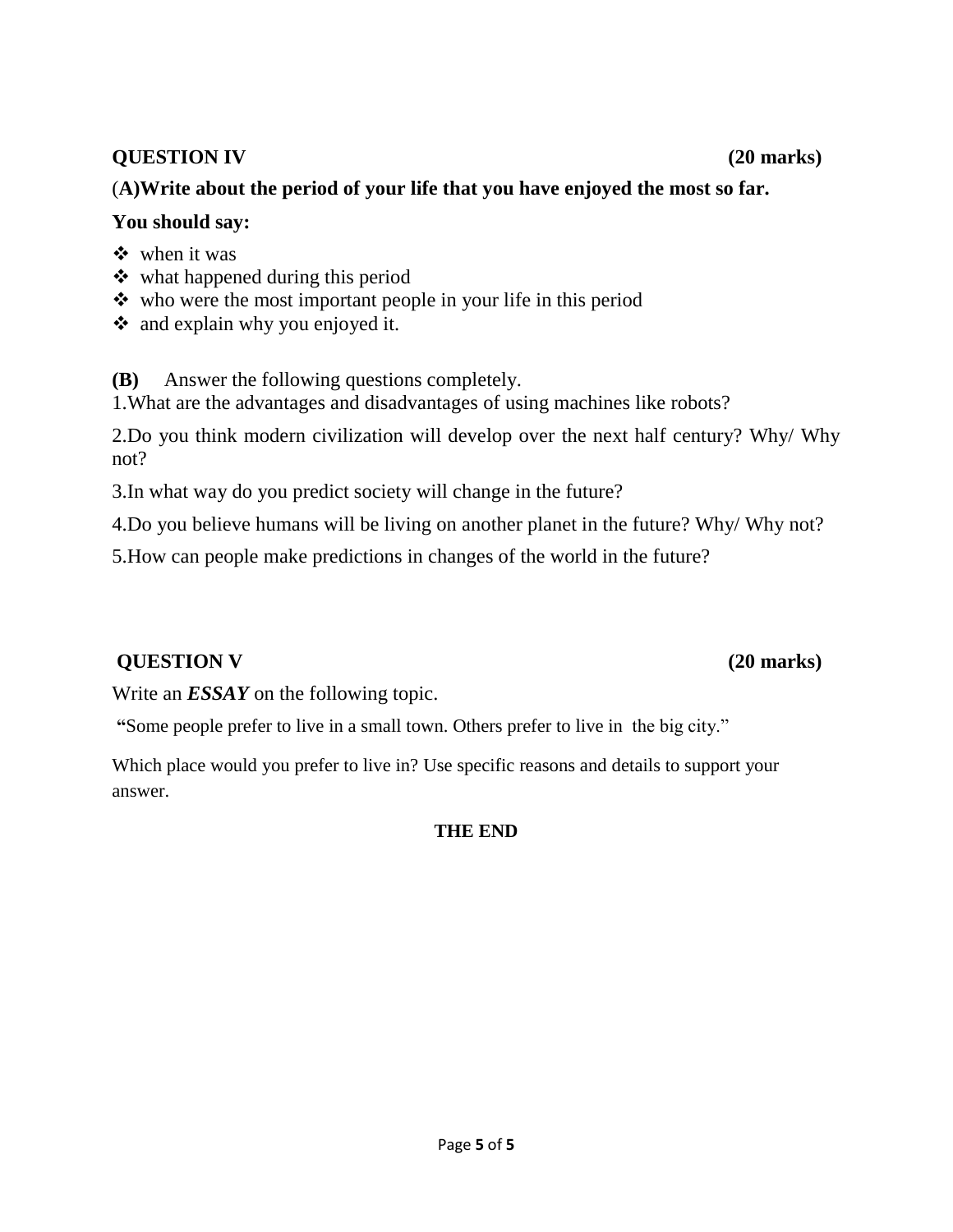## QUESTION IV (20 marks)

**(A)Write about the period of your life that you have enjoyed the most so far.**

**You should say:**

- when it was
- what happened during this period
- who were the most important people in your life in this period
- and explain why you enjoyed it.

**(B)** Answer the following questions completely.

1.What are the advantages and disadvantages of using machines like robots?

2.Do you think modern civilization will develop over the next half century? Why/ Why not?

3.In what way do you predict society will change in the future?

4.Do you believe humans will be living on another planet in the future? Why/ Why not?

5.How can people make predictions in changes of the world in the future?

## QUESTION V (20 marks)

Write an ***ESSAY*** on the following topic.

**"**Some people prefer to live in a small town. Others prefer to live in the big city."

Which place would you prefer to live in? Use specific reasons and details to support your answer.

**THE END**